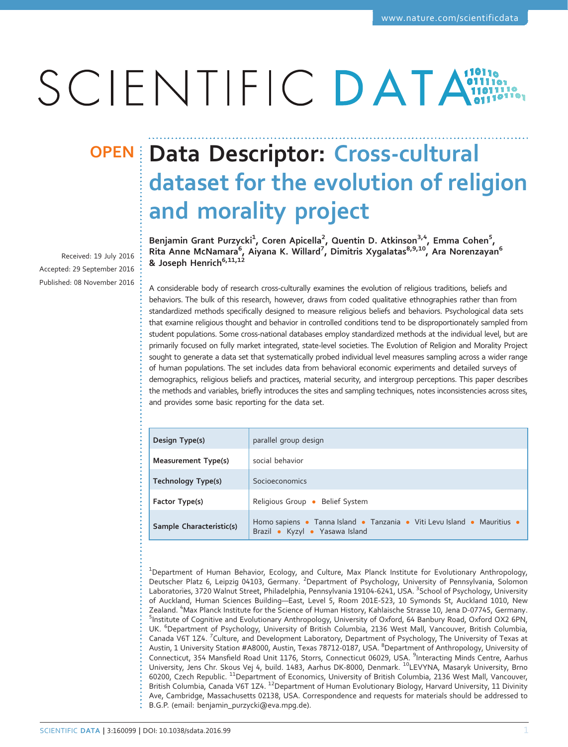OPEN

# Data Descriptor: Cross-cultural dataset for the evolution of religion and morality project

**Benjamin Grant Purzycki[1], Coren Apicella[2], Quentin D. Atkinson[3,4], Emma Cohen[5], Rita Anne McNamara[6], Aiyana K. Willard[7], Dimitris Xygalatas[8,9,10], Ara Norenzayan[6] & Joseph Henrich[6,11,12]**

Received: 19 July 2016
Accepted: 29 September 2016
Published: 08 November 2016

A considerable body of research cross-culturally examines the evolution of religious traditions, beliefs and behaviors. The bulk of this research, however, draws from coded qualitative ethnographies rather than from standardized methods specifically designed to measure religious beliefs and behaviors. Psychological data sets that examine religious thought and behavior in controlled conditions tend to be disproportionately sampled from student populations. Some cross-national databases employ standardized methods at the individual level, but are primarily focused on fully market integrated, state-level societies. The Evolution of Religion and Morality Project sought to generate a data set that systematically probed individual level measures sampling across a wider range of human populations. The set includes data from behavioral economic experiments and detailed surveys of demographics, religious beliefs and practices, material security, and intergroup perceptions. This paper describes the methods and variables, briefly introduces the sites and sampling techniques, notes inconsistencies across sites, and provides some basic reporting for the data set.

| | |
|---|---|
| **Design Type(s)** | parallel group design |
| **Measurement Type(s)** | social behavior |
| **Technology Type(s)** | Socioeconomics |
| **Factor Type(s)** | Religious Group • Belief System |
| **Sample Characteristic(s)** | Homo sapiens • Tanna Island • Tanzania • Viti Levu Island • Mauritius • Brazil • Kyzyl • Yasawa Island |

[1]Department of Human Behavior, Ecology, and Culture, Max Planck Institute for Evolutionary Anthropology, Deutscher Platz 6, Leipzig 04103, Germany. [2]Department of Psychology, University of Pennsylvania, Solomon Laboratories, 3720 Walnut Street, Philadelphia, Pennsylvania 19104-6241, USA. [3]School of Psychology, University of Auckland, Human Sciences Building—East, Level 5, Room 201E-523, 10 Symonds St, Auckland 1010, New Zealand. [4]Max Planck Institute for the Science of Human History, Kahlaische Strasse 10, Jena D-07745, Germany. [5]Institute of Cognitive and Evolutionary Anthropology, University of Oxford, 64 Banbury Road, Oxford OX2 6PN, UK. [6]Department of Psychology, University of British Columbia, 2136 West Mall, Vancouver, British Columbia, Canada V6T 1Z4. [7]Culture, and Development Laboratory, Department of Psychology, The University of Texas at Austin, 1 University Station #A8000, Austin, Texas 78712-0187, USA. [8]Department of Anthropology, University of Connecticut, 354 Mansfield Road Unit 1176, Storrs, Connecticut 06029, USA. [9]Interacting Minds Centre, Aarhus University, Jens Chr. Skous Vej 4, build. 1483, Aarhus DK-8000, Denmark. [10]LEVYNA, Masaryk University, Brno 60200, Czech Republic. [11]Department of Economics, University of British Columbia, 2136 West Mall, Vancouver, British Columbia, Canada V6T 1Z4. [12]Department of Human Evolutionary Biology, Harvard University, 11 Divinity Ave, Cambridge, Massachusetts 02138, USA. Correspondence and requests for materials should be addressed to B.G.P. (email: benjamin_purzycki@eva.mpg.de).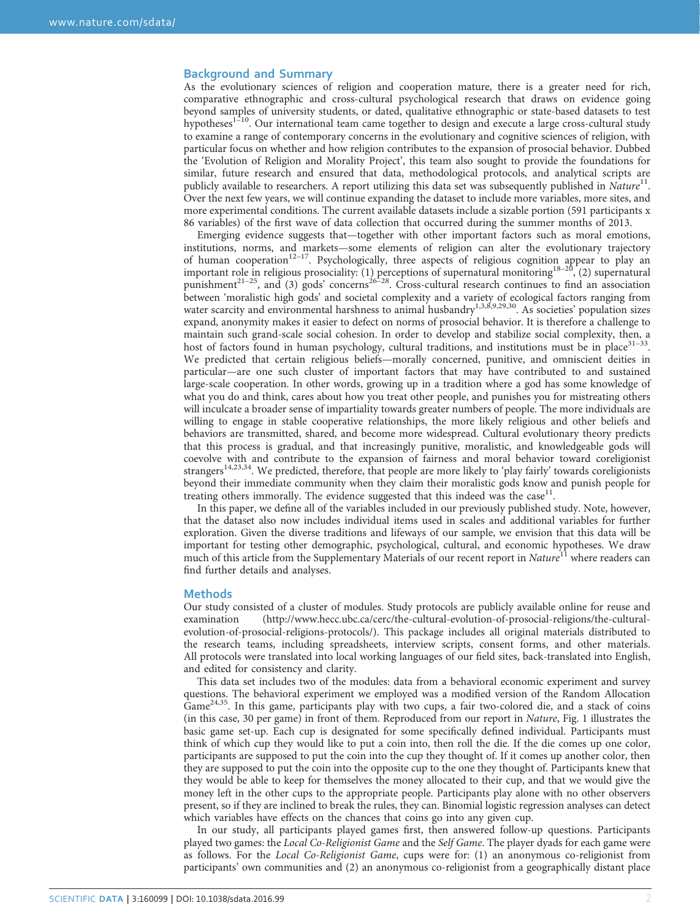## Background and Summary

As the evolutionary sciences of religion and cooperation mature, there is a greater need for rich, comparative ethnographic and cross-cultural psychological research that draws on evidence going beyond samples of university students, or dated, qualitative ethnographic or state-based datasets to test hypotheses[1–10]. Our international team came together to design and execute a large cross-cultural study to examine a range of contemporary concerns in the evolutionary and cognitive sciences of religion, with particular focus on whether and how religion contributes to the expansion of prosocial behavior. Dubbed the 'Evolution of Religion and Morality Project', this team also sought to provide the foundations for similar, future research and ensured that data, methodological protocols, and analytical scripts are publicly available to researchers. A report utilizing this data set was subsequently published in *Nature*[11]. Over the next few years, we will continue expanding the dataset to include more variables, more sites, and more experimental conditions. The current available datasets include a sizable portion (591 participants x 86 variables) of the first wave of data collection that occurred during the summer months of 2013.

Emerging evidence suggests that—together with other important factors such as moral emotions, institutions, norms, and markets—some elements of religion can alter the evolutionary trajectory of human cooperation[12–17]. Psychologically, three aspects of religious cognition appear to play an important role in religious prosociality: (1) perceptions of supernatural monitoring[18–20], (2) supernatural punishment[21–25], and (3) gods' concerns[26–28]. Cross-cultural research continues to find an association between 'moralistic high gods' and societal complexity and a variety of ecological factors ranging from water scarcity and environmental harshness to animal husbandry[1,3,8,9,29,30]. As societies' population sizes expand, anonymity makes it easier to defect on norms of prosocial behavior. It is therefore a challenge to maintain such grand-scale social cohesion. In order to develop and stabilize social complexity, then, a host of factors found in human psychology, cultural traditions, and institutions must be in place[31–33]. We predicted that certain religious beliefs—morally concerned, punitive, and omniscient deities in particular—are one such cluster of important factors that may have contributed to and sustained large-scale cooperation. In other words, growing up in a tradition where a god has some knowledge of what you do and think, cares about how you treat other people, and punishes you for mistreating others will inculcate a broader sense of impartiality towards greater numbers of people. The more individuals are willing to engage in stable cooperative relationships, the more likely religious and other beliefs and behaviors are transmitted, shared, and become more widespread. Cultural evolutionary theory predicts that this process is gradual, and that increasingly punitive, moralistic, and knowledgeable gods will coevolve with and contribute to the expansion of fairness and moral behavior toward coreligionist strangers[14,23,34]. We predicted, therefore, that people are more likely to 'play fairly' towards coreligionists beyond their immediate community when they claim their moralistic gods know and punish people for treating others immorally. The evidence suggested that this indeed was the case[11].

In this paper, we define all of the variables included in our previously published study. Note, however, that the dataset also now includes individual items used in scales and additional variables for further exploration. Given the diverse traditions and lifeways of our sample, we envision that this data will be important for testing other demographic, psychological, cultural, and economic hypotheses. We draw much of this article from the Supplementary Materials of our recent report in *Nature*[11] where readers can find further details and analyses.

## Methods

Our study consisted of a cluster of modules. Study protocols are publicly available online for reuse and examination (http://www.hecc.ubc.ca/cerc/the-cultural-evolution-of-prosocial-religions/the-cultural-evolution-of-prosocial-religions-protocols/). This package includes all original materials distributed to the research teams, including spreadsheets, interview scripts, consent forms, and other materials. All protocols were translated into local working languages of our field sites, back-translated into English, and edited for consistency and clarity.

This data set includes two of the modules: data from a behavioral economic experiment and survey questions. The behavioral experiment we employed was a modified version of the Random Allocation Game[24,35]. In this game, participants play with two cups, a fair two-colored die, and a stack of coins (in this case, 30 per game) in front of them. Reproduced from our report in *Nature*, Fig. 1 illustrates the basic game set-up. Each cup is designated for some specifically defined individual. Participants must think of which cup they would like to put a coin into, then roll the die. If the die comes up one color, participants are supposed to put the coin into the cup they thought of. If it comes up another color, then they are supposed to put the coin into the opposite cup to the one they thought of. Participants knew that they would be able to keep for themselves the money allocated to their cup, and that we would give the money left in the other cups to the appropriate people. Participants play alone with no other observers present, so if they are inclined to break the rules, they can. Binomial logistic regression analyses can detect which variables have effects on the chances that coins go into any given cup.

In our study, all participants played games first, then answered follow-up questions. Participants played two games: the *Local Co-Religionist Game* and the *Self Game*. The player dyads for each game were as follows. For the *Local Co-Religionist Game*, cups were for: (1) an anonymous co-religionist from participants' own communities and (2) an anonymous co-religionist from a geographically distant place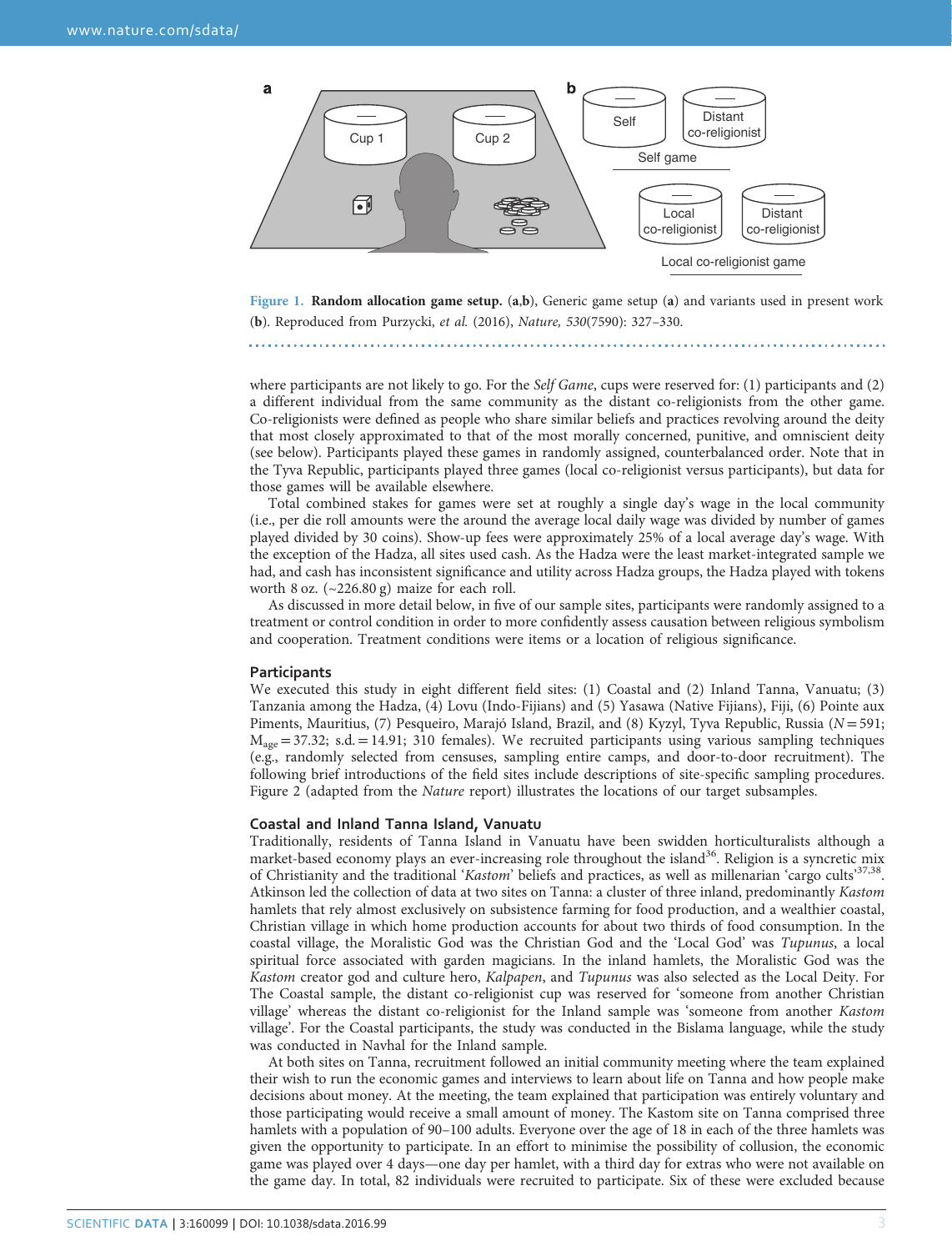Figure 1. **Random allocation game setup.** (**a**,**b**), Generic game setup (**a**) and variants used in present work (**b**). Reproduced from Purzycki, *et al.* (2016), *Nature*, *530*(7590): 327–330.

where participants are not likely to go. For the *Self Game*, cups were reserved for: (1) participants and (2) a different individual from the same community as the distant co-religionists from the other game. Co-religionists were defined as people who share similar beliefs and practices revolving around the deity that most closely approximated to that of the most morally concerned, punitive, and omniscient deity (see below). Participants played these games in randomly assigned, counterbalanced order. Note that in the Tyva Republic, participants played three games (local co-religionist versus participants), but data for those games will be available elsewhere.

Total combined stakes for games were set at roughly a single day's wage in the local community (i.e., per die roll amounts were the around the average local daily wage was divided by number of games played divided by 30 coins). Show-up fees were approximately 25% of a local average day's wage. With the exception of the Hadza, all sites used cash. As the Hadza were the least market-integrated sample we had, and cash has inconsistent significance and utility across Hadza groups, the Hadza played with tokens worth 8 oz. (~226.80 g) maize for each roll.

As discussed in more detail below, in five of our sample sites, participants were randomly assigned to a treatment or control condition in order to more confidently assess causation between religious symbolism and cooperation. Treatment conditions were items or a location of religious significance.

## Participants

We executed this study in eight different field sites: (1) Coastal and (2) Inland Tanna, Vanuatu; (3) Tanzania among the Hadza, (4) Lovu (Indo-Fijians) and (5) Yasawa (Native Fijians), Fiji, (6) Pointe aux Piments, Mauritius, (7) Pesqueiro, Marajó Island, Brazil, and (8) Kyzyl, Tyva Republic, Russia ($N = 591$; $M_{age} = 37.32$; s.d. $= 14.91$; 310 females). We recruited participants using various sampling techniques (e.g., randomly selected from censuses, sampling entire camps, and door-to-door recruitment). The following brief introductions of the field sites include descriptions of site-specific sampling procedures. Figure 2 (adapted from the *Nature* report) illustrates the locations of our target subsamples.

## Coastal and Inland Tanna Island, Vanuatu

Traditionally, residents of Tanna Island in Vanuatu have been swidden horticulturalists although a market-based economy plays an ever-increasing role throughout the island[36]. Religion is a syncretic mix of Christianity and the traditional '*Kastom*' beliefs and practices, as well as millenarian 'cargo cults'[37,38]. Atkinson led the collection of data at two sites on Tanna: a cluster of three inland, predominantly *Kastom* hamlets that rely almost exclusively on subsistence farming for food production, and a wealthier coastal, Christian village in which home production accounts for about two thirds of food consumption. In the coastal village, the Moralistic God was the Christian God and the 'Local God' was *Tupunus*, a local spiritual force associated with garden magicians. In the inland hamlets, the Moralistic God was the *Kastom* creator god and culture hero, *Kalpapen*, and *Tupunus* was also selected as the Local Deity. For The Coastal sample, the distant co-religionist cup was reserved for 'someone from another Christian village' whereas the distant co-religionist for the Inland sample was 'someone from another *Kastom* village'. For the Coastal participants, the study was conducted in the Bislama language, while the study was conducted in Navhal for the Inland sample.

At both sites on Tanna, recruitment followed an initial community meeting where the team explained their wish to run the economic games and interviews to learn about life on Tanna and how people make decisions about money. At the meeting, the team explained that participation was entirely voluntary and those participating would receive a small amount of money. The Kastom site on Tanna comprised three hamlets with a population of 90–100 adults. Everyone over the age of 18 in each of the three hamlets was given the opportunity to participate. In an effort to minimise the possibility of collusion, the economic game was played over 4 days—one day per hamlet, with a third day for extras who were not available on the game day. In total, 82 individuals were recruited to participate. Six of these were excluded because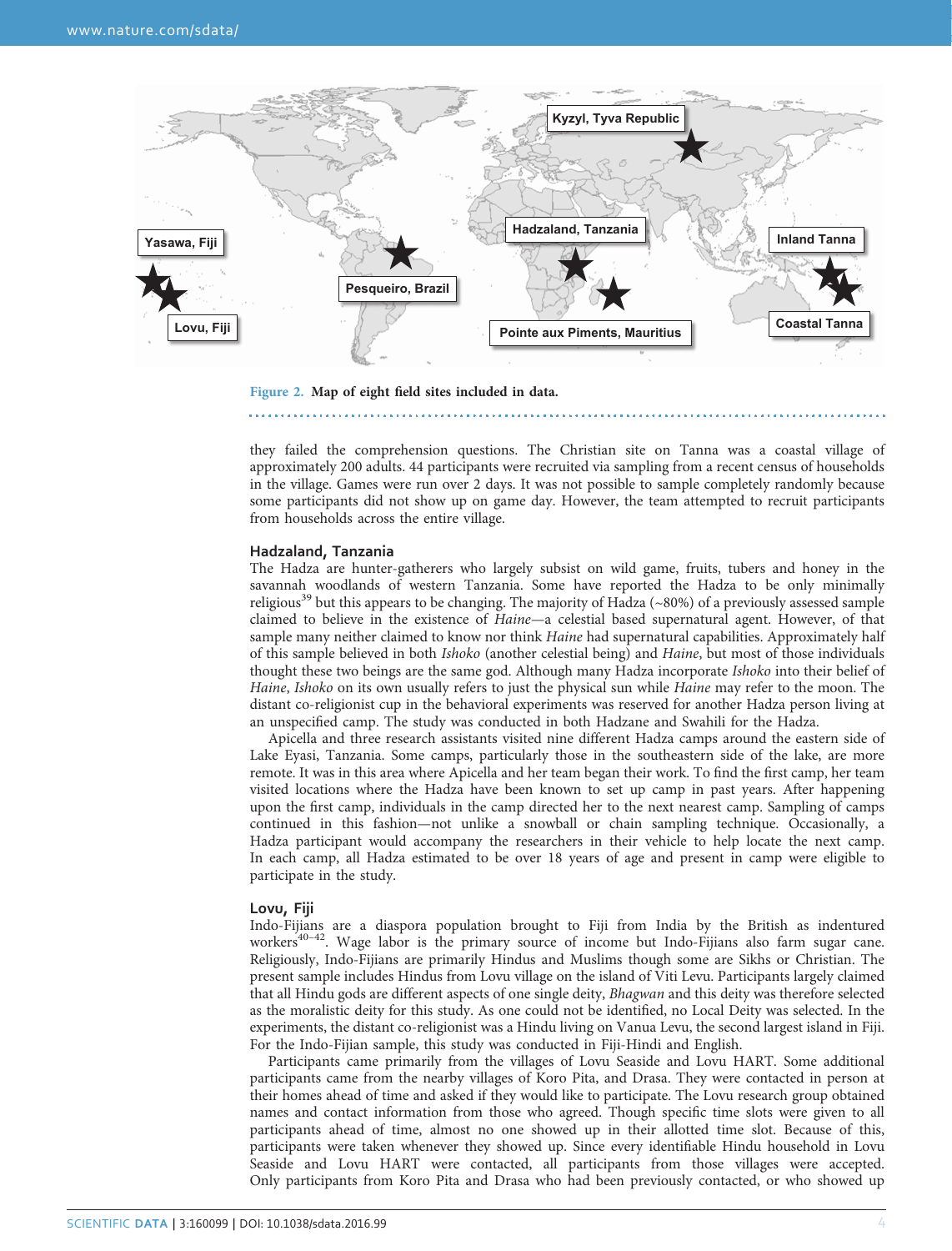Kyzyl, Tyva Republic

Yasawa, Fiji

Hadzaland, Tanzania

Inland Tanna

Pesqueiro, Brazil

Lovu, Fiji

Pointe aux Piments, Mauritius

Coastal Tanna

**Figure 2. Map of eight field sites included in data.**

they failed the comprehension questions. The Christian site on Tanna was a coastal village of approximately 200 adults. 44 participants were recruited via sampling from a recent census of households in the village. Games were run over 2 days. It was not possible to sample completely randomly because some participants did not show up on game day. However, the team attempted to recruit participants from households across the entire village.

## Hadzaland, Tanzania

The Hadza are hunter-gatherers who largely subsist on wild game, fruits, tubers and honey in the savannah woodlands of western Tanzania. Some have reported the Hadza to be only minimally religious[39] but this appears to be changing. The majority of Hadza (~80%) of a previously assessed sample claimed to believe in the existence of *Haine*—a celestial based supernatural agent. However, of that sample many neither claimed to know nor think *Haine* had supernatural capabilities. Approximately half of this sample believed in both *Ishoko* (another celestial being) and *Haine*, but most of those individuals thought these two beings are the same god. Although many Hadza incorporate *Ishoko* into their belief of *Haine*, *Ishoko* on its own usually refers to just the physical sun while *Haine* may refer to the moon. The distant co-religionist cup in the behavioral experiments was reserved for another Hadza person living at an unspecified camp. The study was conducted in both Hadzane and Swahili for the Hadza.

Apicella and three research assistants visited nine different Hadza camps around the eastern side of Lake Eyasi, Tanzania. Some camps, particularly those in the southeastern side of the lake, are more remote. It was in this area where Apicella and her team began their work. To find the first camp, her team visited locations where the Hadza have been known to set up camp in past years. After happening upon the first camp, individuals in the camp directed her to the next nearest camp. Sampling of camps continued in this fashion—not unlike a snowball or chain sampling technique. Occasionally, a Hadza participant would accompany the researchers in their vehicle to help locate the next camp. In each camp, all Hadza estimated to be over 18 years of age and present in camp were eligible to participate in the study.

## Lovu, Fiji

Indo-Fijians are a diaspora population brought to Fiji from India by the British as indentured workers[40–42]. Wage labor is the primary source of income but Indo-Fijians also farm sugar cane. Religiously, Indo-Fijians are primarily Hindus and Muslims though some are Sikhs or Christian. The present sample includes Hindus from Lovu village on the island of Viti Levu. Participants largely claimed that all Hindu gods are different aspects of one single deity, *Bhagwan* and this deity was therefore selected as the moralistic deity for this study. As one could not be identified, no Local Deity was selected. In the experiments, the distant co-religionist was a Hindu living on Vanua Levu, the second largest island in Fiji. For the Indo-Fijian sample, this study was conducted in Fiji-Hindi and English.

Participants came primarily from the villages of Lovu Seaside and Lovu HART. Some additional participants came from the nearby villages of Koro Pita, and Drasa. They were contacted in person at their homes ahead of time and asked if they would like to participate. The Lovu research group obtained names and contact information from those who agreed. Though specific time slots were given to all participants ahead of time, almost no one showed up in their allotted time slot. Because of this, participants were taken whenever they showed up. Since every identifiable Hindu household in Lovu Seaside and Lovu HART were contacted, all participants from those villages were accepted. Only participants from Koro Pita and Drasa who had been previously contacted, or who showed up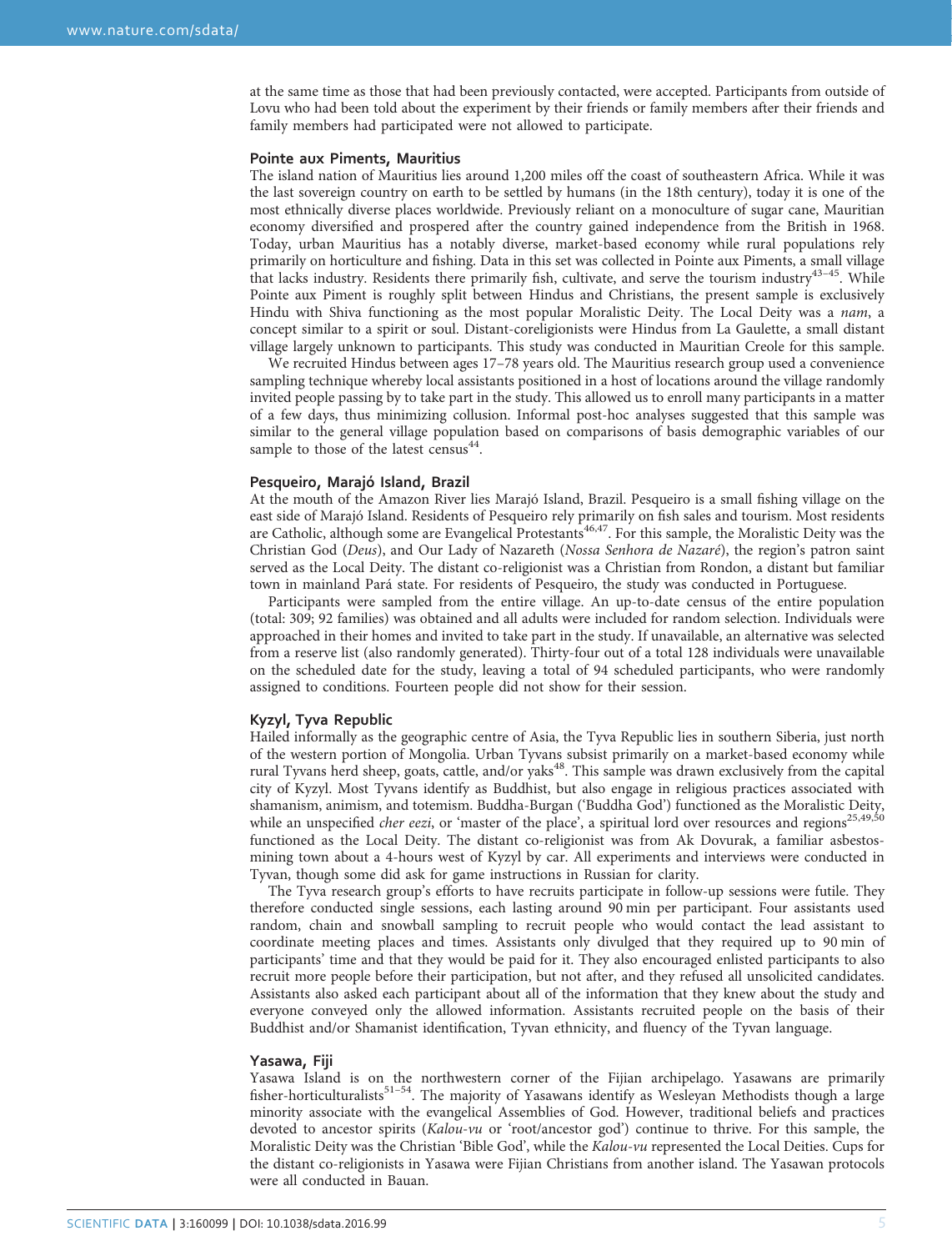at the same time as those that had been previously contacted, were accepted. Participants from outside of Lovu who had been told about the experiment by their friends or family members after their friends and family members had participated were not allowed to participate.

### Pointe aux Piments, Mauritius

The island nation of Mauritius lies around 1,200 miles off the coast of southeastern Africa. While it was the last sovereign country on earth to be settled by humans (in the 18th century), today it is one of the most ethnically diverse places worldwide. Previously reliant on a monoculture of sugar cane, Mauritian economy diversified and prospered after the country gained independence from the British in 1968. Today, urban Mauritius has a notably diverse, market-based economy while rural populations rely primarily on horticulture and fishing. Data in this set was collected in Pointe aux Piments, a small village that lacks industry. Residents there primarily fish, cultivate, and serve the tourism industry[43–45]. While Pointe aux Piment is roughly split between Hindus and Christians, the present sample is exclusively Hindu with Shiva functioning as the most popular Moralistic Deity. The Local Deity was a *nam*, a concept similar to a spirit or soul. Distant-coreligionists were Hindus from La Gaulette, a small distant village largely unknown to participants. This study was conducted in Mauritian Creole for this sample.

We recruited Hindus between ages 17–78 years old. The Mauritius research group used a convenience sampling technique whereby local assistants positioned in a host of locations around the village randomly invited people passing by to take part in the study. This allowed us to enroll many participants in a matter of a few days, thus minimizing collusion. Informal post-hoc analyses suggested that this sample was similar to the general village population based on comparisons of basis demographic variables of our sample to those of the latest census[44].

### Pesqueiro, Marajó Island, Brazil

At the mouth of the Amazon River lies Marajó Island, Brazil. Pesqueiro is a small fishing village on the east side of Marajó Island. Residents of Pesqueiro rely primarily on fish sales and tourism. Most residents are Catholic, although some are Evangelical Protestants[46,47]. For this sample, the Moralistic Deity was the Christian God (*Deus*), and Our Lady of Nazareth (*Nossa Senhora de Nazaré*), the region's patron saint served as the Local Deity. The distant co-religionist was a Christian from Rondon, a distant but familiar town in mainland Pará state. For residents of Pesqueiro, the study was conducted in Portuguese.

Participants were sampled from the entire village. An up-to-date census of the entire population (total: 309; 92 families) was obtained and all adults were included for random selection. Individuals were approached in their homes and invited to take part in the study. If unavailable, an alternative was selected from a reserve list (also randomly generated). Thirty-four out of a total 128 individuals were unavailable on the scheduled date for the study, leaving a total of 94 scheduled participants, who were randomly assigned to conditions. Fourteen people did not show for their session.

### Kyzyl, Tyva Republic

Hailed informally as the geographic centre of Asia, the Tyva Republic lies in southern Siberia, just north of the western portion of Mongolia. Urban Tyvans subsist primarily on a market-based economy while rural Tyvans herd sheep, goats, cattle, and/or yaks[48]. This sample was drawn exclusively from the capital city of Kyzyl. Most Tyvans identify as Buddhist, but also engage in religious practices associated with shamanism, animism, and totemism. Buddha-Burgan ('Buddha God') functioned as the Moralistic Deity, while an unspecified *cher eezi*, or 'master of the place', a spiritual lord over resources and regions[25,49,50] functioned as the Local Deity. The distant co-religionist was from Ak Dovurak, a familiar asbestos-mining town about a 4-hours west of Kyzyl by car. All experiments and interviews were conducted in Tyvan, though some did ask for game instructions in Russian for clarity.

The Tyva research group's efforts to have recruits participate in follow-up sessions were futile. They therefore conducted single sessions, each lasting around 90 min per participant. Four assistants used random, chain and snowball sampling to recruit people who would contact the lead assistant to coordinate meeting places and times. Assistants only divulged that they required up to 90 min of participants' time and that they would be paid for it. They also encouraged enlisted participants to also recruit more people before their participation, but not after, and they refused all unsolicited candidates. Assistants also asked each participant about all of the information that they knew about the study and everyone conveyed only the allowed information. Assistants recruited people on the basis of their Buddhist and/or Shamanist identification, Tyvan ethnicity, and fluency of the Tyvan language.

### Yasawa, Fiji

Yasawa Island is on the northwestern corner of the Fijian archipelago. Yasawans are primarily fisher-horticulturalists[51–54]. The majority of Yasawans identify as Wesleyan Methodists though a large minority associate with the evangelical Assemblies of God. However, traditional beliefs and practices devoted to ancestor spirits (*Kalou-vu* or 'root/ancestor god') continue to thrive. For this sample, the Moralistic Deity was the Christian 'Bible God', while the *Kalou-vu* represented the Local Deities. Cups for the distant co-religionists in Yasawa were Fijian Christians from another island. The Yasawan protocols were all conducted in Bauan.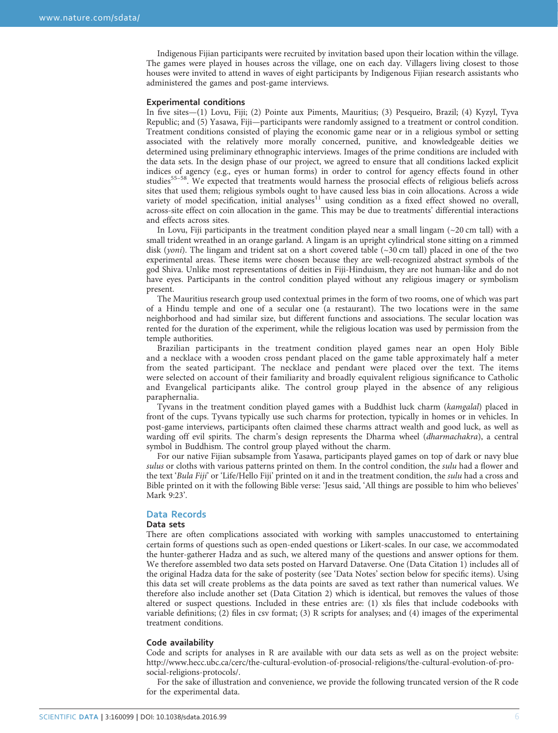Indigenous Fijian participants were recruited by invitation based upon their location within the village. The games were played in houses across the village, one on each day. Villagers living closest to those houses were invited to attend in waves of eight participants by Indigenous Fijian research assistants who administered the games and post-game interviews.

### Experimental conditions

In five sites—(1) Lovu, Fiji; (2) Pointe aux Piments, Mauritius; (3) Pesqueiro, Brazil; (4) Kyzyl, Tyva Republic; and (5) Yasawa, Fiji—participants were randomly assigned to a treatment or control condition. Treatment conditions consisted of playing the economic game near or in a religious symbol or setting associated with the relatively more morally concerned, punitive, and knowledgeable deities we determined using preliminary ethnographic interviews. Images of the prime conditions are included with the data sets. In the design phase of our project, we agreed to ensure that all conditions lacked explicit indices of agency (e.g., eyes or human forms) in order to control for agency effects found in other studies[55–58]. We expected that treatments would harness the prosocial effects of religious beliefs across sites that used them; religious symbols ought to have caused less bias in coin allocations. Across a wide variety of model specification, initial analyses[11] using condition as a fixed effect showed no overall, across-site effect on coin allocation in the game. This may be due to treatments' differential interactions and effects across sites.

In Lovu, Fiji participants in the treatment condition played near a small lingam (~20 cm tall) with a small trident wreathed in an orange garland. A lingam is an upright cylindrical stone sitting on a rimmed disk (*yoni*). The lingam and trident sat on a short covered table (~30 cm tall) placed in one of the two experimental areas. These items were chosen because they are well-recognized abstract symbols of the god Shiva. Unlike most representations of deities in Fiji-Hinduism, they are not human-like and do not have eyes. Participants in the control condition played without any religious imagery or symbolism present.

The Mauritius research group used contextual primes in the form of two rooms, one of which was part of a Hindu temple and one of a secular one (a restaurant). The two locations were in the same neighborhood and had similar size, but different functions and associations. The secular location was rented for the duration of the experiment, while the religious location was used by permission from the temple authorities.

Brazilian participants in the treatment condition played games near an open Holy Bible and a necklace with a wooden cross pendant placed on the game table approximately half a meter from the seated participant. The necklace and pendant were placed over the text. The items were selected on account of their familiarity and broadly equivalent religious significance to Catholic and Evangelical participants alike. The control group played in the absence of any religious paraphernalia.

Tyvans in the treatment condition played games with a Buddhist luck charm (*kamgalal*) placed in front of the cups. Tyvans typically use such charms for protection, typically in homes or in vehicles. In post-game interviews, participants often claimed these charms attract wealth and good luck, as well as warding off evil spirits. The charm's design represents the Dharma wheel (*dharmachakra*), a central symbol in Buddhism. The control group played without the charm.

For our native Fijian subsample from Yasawa, participants played games on top of dark or navy blue *sulus* or cloths with various patterns printed on them. In the control condition, the *sulu* had a flower and the text '*Bula Fiji*' or 'Life/Hello Fiji' printed on it and in the treatment condition, the *sulu* had a cross and Bible printed on it with the following Bible verse: 'Jesus said, 'All things are possible to him who believes' Mark 9:23'.

## Data Records

### Data sets

There are often complications associated with working with samples unaccustomed to entertaining certain forms of questions such as open-ended questions or Likert-scales. In our case, we accommodated the hunter-gatherer Hadza and as such, we altered many of the questions and answer options for them. We therefore assembled two data sets posted on Harvard Dataverse. One (Data Citation 1) includes all of the original Hadza data for the sake of posterity (see 'Data Notes' section below for specific items). Using this data set will create problems as the data points are saved as text rather than numerical values. We therefore also include another set (Data Citation 2) which is identical, but removes the values of those altered or suspect questions. Included in these entries are: (1) xls files that include codebooks with variable definitions; (2) files in csv format; (3) R scripts for analyses; and (4) images of the experimental treatment conditions.

### Code availability

Code and scripts for analyses in R are available with our data sets as well as on the project website: http://www.hecc.ubc.ca/cerc/the-cultural-evolution-of-prosocial-religions/the-cultural-evolution-of-prosocial-religions-protocols/.

For the sake of illustration and convenience, we provide the following truncated version of the R code for the experimental data.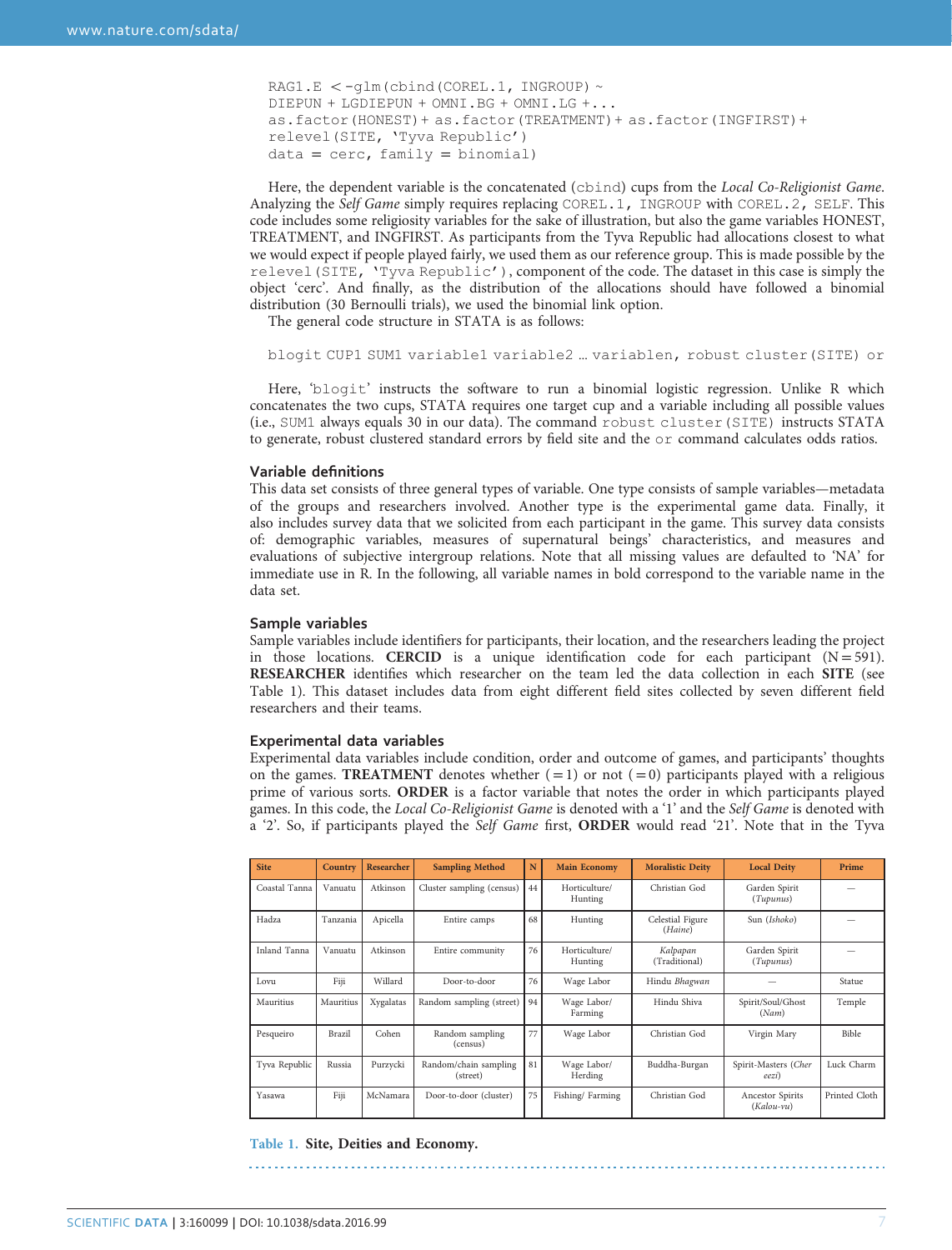```
RAG1.E <-glm(cbind(COREL.1, INGROUP) ~
DIEPUN + LGDIEPUN + OMNI.BG + OMNI.LG +...
as.factor(HONEST) + as.factor(TREATMENT) + as.factor(INGFIRST) +
relevel(SITE, 'Tyva Republic')
data = cerc, family = binomial)
```

Here, the dependent variable is the concatenated (`cbind`) cups from the *Local Co-Religionist Game*. Analyzing the *Self Game* simply requires replacing `COREL.1, INGROUP` with `COREL.2, SELF`. This code includes some religiosity variables for the sake of illustration, but also the game variables HONEST, TREATMENT, and INGFIRST. As participants from the Tyva Republic had allocations closest to what we would expect if people played fairly, we used them as our reference group. This is made possible by the `relevel(SITE, 'Tyva Republic')`, component of the code. The dataset in this case is simply the object 'cerc'. And finally, as the allocations should have followed a binomial distribution (30 Bernoulli trials), we used the binomial link option.

The general code structure in STATA is as follows:

```
blogit CUP1 SUM1 variable1 variable2 … variablen, robust cluster(SITE) or
```

Here, '`blogit`' instructs the software to run a binomial logistic regression. Unlike R which concatenates the two cups, STATA requires one target cup and a variable including all possible values (i.e., `SUM1` always equals 30 in our data). The command `robust cluster(SITE)` instructs STATA to generate, robust clustered standard errors by field site and the `or` command calculates odds ratios.

### Variable definitions

This data set consists of three general types of variable. One type consists of sample variables—metadata of the groups and researchers involved. Another type is the experimental game data. Finally, it also includes survey data that we solicited from each participant in the game. This survey data consists of: demographic variables, measures of supernatural beings' characteristics, and measures and evaluations of subjective intergroup relations. Note that all missing values are defaulted to 'NA' for immediate use in R. In the following, all variable names in bold correspond to the variable name in the data set.

### Sample variables

Sample variables include identifiers for participants, their location, and the researchers leading the project in those locations. **CERCID** is a unique identification code for each participant (N = 591). **RESEARCHER** identifies which researcher on the team led the data collection in each **SITE** (see Table 1). This dataset includes data from eight different field sites collected by seven different field researchers and their teams.

### Experimental data variables

Experimental data variables include condition, order and outcome of games, and participants' thoughts on the games. **TREATMENT** denotes whether (=1) or not (=0) participants played with a religious prime of various sorts. **ORDER** is a factor variable that notes the order in which participants played games. In this code, the *Local Co-Religionist Game* is denoted with a '1' and the *Self Game* is denoted with a '2'. So, if participants played the *Self Game* first, **ORDER** would read '21'. Note that in the Tyva

| Site | Country | Researcher | Sampling Method | N | Main Economy | Moralistic Deity | Local Deity | Prime |
|---|---|---|---|---|---|---|---|---|
| Coastal Tanna | Vanuatu | Atkinson | Cluster sampling (census) | 44 | Horticulture/ Hunting | Christian God | Garden Spirit (*Tupunus*) | — |
| Hadza | Tanzania | Apicella | Entire camps | 68 | Hunting | Celestial Figure (*Haine*) | Sun (*Ishoko*) | — |
| Inland Tanna | Vanuatu | Atkinson | Entire community | 76 | Horticulture/ Hunting | *Kalpapan* (Traditional) | Garden Spirit (*Tupunus*) | — |
| Lovu | Fiji | Willard | Door-to-door | 76 | Wage Labor | Hindu *Bhagwan* | — | Statue |
| Mauritius | Mauritius | Xygalatas | Random sampling (street) | 94 | Wage Labor/ Farming | Hindu Shiva | Spirit/Soul/Ghost (*Nam*) | Temple |
| Pesqueiro | Brazil | Cohen | Random sampling (census) | 77 | Wage Labor | Christian God | Virgin Mary | Bible |
| Tyva Republic | Russia | Purzycki | Random/chain sampling (street) | 81 | Wage Labor/ Herding | Buddha-Burgan | Spirit-Masters (*Cher eezi*) | Luck Charm |
| Yasawa | Fiji | McNamara | Door-to-door (cluster) | 75 | Fishing/ Farming | Christian God | Ancestor Spirits (*Kalou-vu*) | Printed Cloth |

Table 1. **Site, Deities and Economy.**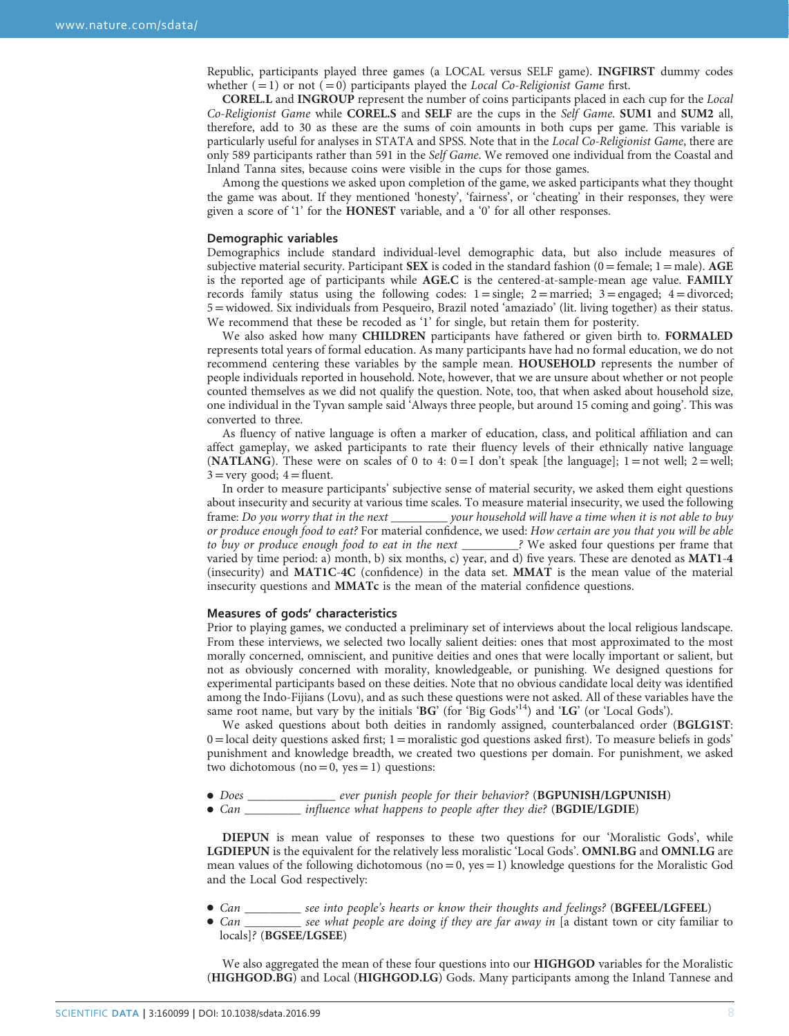Republic, participants played three games (a LOCAL versus SELF game). **INGFIRST** dummy codes whether (=1) or not (=0) participants played the *Local Co-Religionist Game* first.

**COREL.L** and **INGROUP** represent the number of coins participants placed in each cup for the *Local Co-Religionist Game* while **COREL.S** and **SELF** are the cups in the *Self Game*. **SUM1** and **SUM2** all, therefore, add to 30 as these are the sums of coin amounts in both cups per game. This variable is particularly useful for analyses in STATA and SPSS. Note that in the *Local Co-Religionist Game*, there are only 589 participants rather than 591 in the *Self Game*. We removed one individual from the Coastal and Inland Tanna sites, because coins were visible in the cups for those games.

Among the questions we asked upon completion of the game, we asked participants what they thought the game was about. If they mentioned 'honesty', 'fairness', or 'cheating' in their responses, they were given a score of '1' for the **HONEST** variable, and a '0' for all other responses.

### Demographic variables

Demographics include standard individual-level demographic data, but also include measures of subjective material security. Participant **SEX** is coded in the standard fashion (0 = female; 1 = male). **AGE** is the reported age of participants while **AGE.C** is the centered-at-sample-mean age value. **FAMILY** records family status using the following codes: 1 = single; 2 = married; 3 = engaged; 4 = divorced; 5 = widowed. Six individuals from Pesqueiro, Brazil noted 'amaziado' (lit. living together) as their status. We recommend that these be recoded as '1' for single, but retain them for posterity.

We also asked how many **CHILDREN** participants have fathered or given birth to. **FORMALED** represents total years of formal education. As many participants have had no formal education, we do not recommend centering these variables by the sample mean. **HOUSEHOLD** represents the number of people individuals reported in household. Note, however, that we are unsure about whether or not people counted themselves as we did not qualify the question. Note, too, that when asked about household size, one individual in the Tyvan sample said 'Always three people, but around 15 coming and going'. This was converted to three.

As fluency of native language is often a marker of education, class, and political affiliation and can affect gameplay, we asked participants to rate their fluency levels of their ethnically native language (**NATLANG**). These were on scales of 0 to 4: 0 = I don't speak [the language]; 1 = not well; 2 = well; 3 = very good; 4 = fluent.

In order to measure participants' subjective sense of material security, we asked them eight questions about insecurity and security at various time scales. To measure material insecurity, we used the following frame: *Do you worry that in the next \_\_\_\_\_\_\_\_\_ your household will have a time when it is not able to buy or produce enough food to eat?* For material confidence, we used: *How certain are you that you will be able to buy or produce enough food to eat in the next \_\_\_\_\_\_\_\_\_?* We asked four questions per frame that varied by time period: a) month, b) six months, c) year, and d) five years. These are denoted as **MAT1-4** (insecurity) and **MAT1C-4C** (confidence) in the data set. **MMAT** is the mean value of the material insecurity questions and **MMATc** is the mean of the material confidence questions.

### Measures of gods' characteristics

Prior to playing games, we conducted a preliminary set of interviews about the local religious landscape. From these interviews, we selected two locally salient deities: ones that most approximated to the most morally concerned, omniscient, and punitive deities and ones that were locally important or salient, but not as obviously concerned with morality, knowledgeable, or punishing. We designed questions for experimental participants based on these deities. Note that no obvious candidate local deity was identified among the Indo-Fijians (Lovu), and as such these questions were not asked. All of these variables have the same root name, but vary by the initials '**BG**' (for 'Big Gods'[14]) and '**LG**' (or 'Local Gods').

We asked questions about both deities in randomly assigned, counterbalanced order (**BGLG1ST**: 0 = local deity questions asked first; 1 = moralistic god questions asked first). To measure beliefs in gods' punishment and knowledge breadth, we created two questions per domain. For punishment, we asked two dichotomous (no = 0, yes = 1) questions:

- *Does \_\_\_\_\_\_\_\_\_\_\_\_\_\_ ever punish people for their behavior?* (**BGPUNISH/LGPUNISH**)
- *Can \_\_\_\_\_\_\_\_\_ influence what happens to people after they die?* (**BGDIE/LGDIE**)

**DIEPUN** is mean value of responses to these two questions for our 'Moralistic Gods', while **LGDIEPUN** is the equivalent for the relatively less moralistic 'Local Gods'. **OMNI.BG** and **OMNI.LG** are mean values of the following dichotomous (no = 0, yes = 1) knowledge questions for the Moralistic God and the Local God respectively:

- *Can \_\_\_\_\_\_\_\_\_ see into people's hearts or know their thoughts and feelings?* (**BGFEEL/LGFEEL**)
- *Can \_\_\_\_\_\_\_\_\_ see what people are doing if they are far away in* [a distant town or city familiar to locals]*?* (**BGSEE/LGSEE**)

We also aggregated the mean of these four questions into our **HIGHGOD** variables for the Moralistic (**HIGHGOD.BG**) and Local (**HIGHGOD.LG**) Gods. Many participants among the Inland Tannese and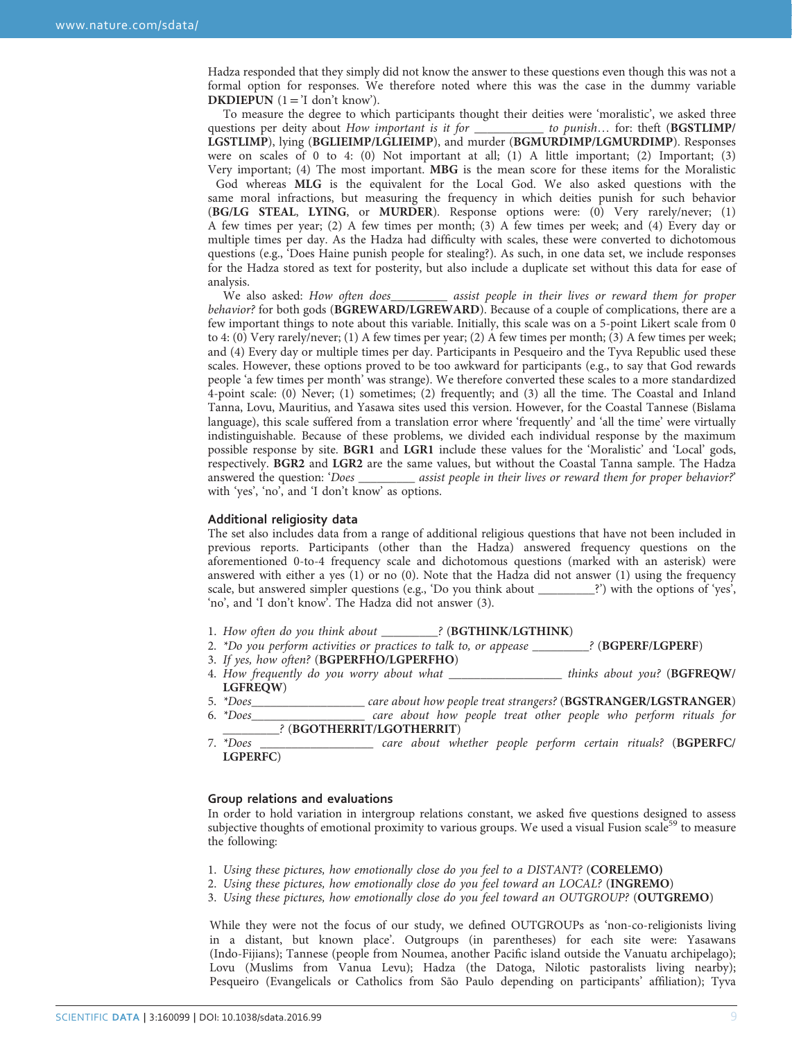Hadza responded that they simply did not know the answer to these questions even though this was not a formal option for responses. We therefore noted where this was the case in the dummy variable **DKDIEPUN** (1 = 'I don't know').

To measure the degree to which participants thought their deities were 'moralistic', we asked three questions per deity about *How important is it for \_\_\_\_\_\_\_\_\_\_\_ to punish…* for: theft (**BGSTLIMP/LGSTLIMP**), lying (**BGLIEIMP/LGLIEIMP**), and murder (**BGMURDIMP/LGMURDIMP**). Responses were on scales of 0 to 4: (0) Not important at all; (1) A little important; (2) Important; (3) Very important; (4) The most important. **MBG** is the mean score for these items for the Moralistic God whereas **MLG** is the equivalent for the Local God. We also asked questions with the same moral infractions, but measuring the frequency in which deities punish for such behavior (**BG/LG STEAL**, **LYING**, or **MURDER**). Response options were: (0) Very rarely/never; (1) A few times per year; (2) A few times per month; (3) A few times per week; and (4) Every day or multiple times per day. As the Hadza had difficulty with scales, these were converted to dichotomous questions (e.g., 'Does Haine punish people for stealing?). As such, in one data set, we include responses for the Hadza stored as text for posterity, but also include a duplicate set without this data for ease of analysis.

We also asked: *How often does\_\_\_\_\_\_\_\_\_ assist people in their lives or reward them for proper behavior?* for both gods (**BGREWARD/LGREWARD**). Because of a couple of complications, there are a few important things to note about this variable. Initially, this scale was on a 5-point Likert scale from 0 to 4: (0) Very rarely/never; (1) A few times per year; (2) A few times per month; (3) A few times per week; and (4) Every day or multiple times per day. Participants in Pesqueiro and the Tyva Republic used these scales. However, these options proved to be too awkward for participants (e.g., to say that God rewards people 'a few times per month' was strange). We therefore converted these scales to a more standardized 4-point scale: (0) Never; (1) sometimes; (2) frequently; and (3) all the time. The Coastal and Inland Tanna, Lovu, Mauritius, and Yasawa sites used this version. However, for the Coastal Tannese (Bislama language), this scale suffered from a translation error where 'frequently' and 'all the time' were virtually indistinguishable. Because of these problems, we divided each individual response by the maximum possible response by site. **BGR1** and **LGR1** include these values for the 'Moralistic' and 'Local' gods, respectively. **BGR2** and **LGR2** are the same values, but without the Coastal Tanna sample. The Hadza answered the question: '*Does \_\_\_\_\_\_\_\_\_ assist people in their lives or reward them for proper behavior?*' with 'yes', 'no', and 'I don't know' as options.

## Additional religiosity data

The set also includes data from a range of additional religious questions that have not been included in previous reports. Participants (other than the Hadza) answered frequency questions on the aforementioned 0-to-4 frequency scale and dichotomous questions (marked with an asterisk) were answered with either a yes (1) or no (0). Note that the Hadza did not answer (1) using the frequency scale, but answered simpler questions (e.g., 'Do you think about \_\_\_\_\_\_\_\_\_?') with the options of 'yes', 'no', and 'I don't know'. The Hadza did not answer (3).

1. *How often do you think about \_\_\_\_\_\_\_\_\_?* (**BGTHINK/LGTHINK**)
2. *\*Do you perform activities or practices to talk to, or appease \_\_\_\_\_\_\_\_\_?* (**BGPERF/LGPERF**)
3. *If yes, how often?* (**BGPERFHO/LGPERFHO**)
4. *How frequently do you worry about what \_\_\_\_\_\_\_\_\_\_\_\_\_\_\_\_\_\_ thinks about you?* (**BGFREQW/LGFREQW**)
5. *\*Does\_\_\_\_\_\_\_\_\_\_\_\_\_\_\_\_\_\_ care about how people treat strangers?* (**BGSTRANGER/LGSTRANGER**)
6. *\*Does\_\_\_\_\_\_\_\_\_\_\_\_\_\_\_\_\_\_ care about how people treat other people who perform rituals for \_\_\_\_\_\_\_\_\_?* (**BGOTHERRIT/LGOTHERRIT**)
7. *\*Does \_\_\_\_\_\_\_\_\_\_\_\_\_\_\_\_\_\_ care about whether people perform certain rituals?* (**BGPERFC/LGPERFC**)

## Group relations and evaluations

In order to hold variation in intergroup relations constant, we asked five questions designed to assess subjective thoughts of emotional proximity to various groups. We used a visual Fusion scale[59] to measure the following:

1. *Using these pictures, how emotionally close do you feel to a DISTANT?* (**CORELEMO)**
2. *Using these pictures, how emotionally close do you feel toward an LOCAL?* (**INGREMO**)
3. *Using these pictures, how emotionally close do you feel toward an OUTGROUP?* (**OUTGREMO**)

While they were not the focus of our study, we defined OUTGROUPs as 'non-co-religionists living in a distant, but known place'. Outgroups (in parentheses) for each site were: Yasawans (Indo-Fijians); Tannese (people from Noumea, another Pacific island outside the Vanuatu archipelago); Lovu (Muslims from Vanua Levu); Hadza (the Datoga, Nilotic pastoralists living nearby); Pesqueiro (Evangelicals or Catholics from São Paulo depending on participants' affiliation); Tyva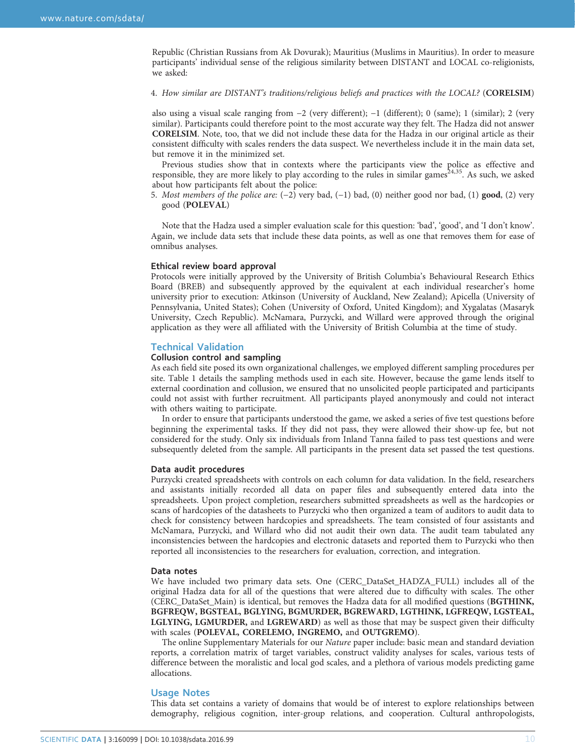Republic (Christian Russians from Ak Dovurak); Mauritius (Muslims in Mauritius). In order to measure participants' individual sense of the religious similarity between DISTANT and LOCAL co-religionists, we asked:

4. *How similar are DISTANT's traditions/religious beliefs and practices with the LOCAL?* (**CORELSIM**)

also using a visual scale ranging from −2 (very different); −1 (different); 0 (same); 1 (similar); 2 (very similar). Participants could therefore point to the most accurate way they felt. The Hadza did not answer **CORELSIM**. Note, too, that we did not include these data for the Hadza in our original article as their consistent difficulty with scales renders the data suspect. We nevertheless include it in the main data set, but remove it in the minimized set.

Previous studies show that in contexts where the participants view the police as effective and responsible, they are more likely to play according to the rules in similar games[24,35]. As such, we asked about how participants felt about the police:

5. *Most members of the police are:* (−2) very bad, (−1) bad, (0) neither good nor bad, (1) **good**, (2) very good (**POLEVAL**)

Note that the Hadza used a simpler evaluation scale for this question: 'bad', 'good', and 'I don't know'. Again, we include data sets that include these data points, as well as one that removes them for ease of omnibus analyses.

### Ethical review board approval

Protocols were initially approved by the University of British Columbia's Behavioural Research Ethics Board (BREB) and subsequently approved by the equivalent at each individual researcher's home university prior to execution: Atkinson (University of Auckland, New Zealand); Apicella (University of Pennsylvania, United States); Cohen (University of Oxford, United Kingdom); and Xygalatas (Masaryk University, Czech Republic). McNamara, Purzycki, and Willard were approved through the original application as they were all affiliated with the University of British Columbia at the time of study.

## Technical Validation

### Collusion control and sampling

As each field site posed its own organizational challenges, we employed different sampling procedures per site. Table 1 details the sampling methods used in each site. However, because the game lends itself to external coordination and collusion, we ensured that no unsolicited people participated and participants could not assist with further recruitment. All participants played anonymously and could not interact with others waiting to participate.

In order to ensure that participants understood the game, we asked a series of five test questions before beginning the experimental tasks. If they did not pass, they were allowed their show-up fee, but not considered for the study. Only six individuals from Inland Tanna failed to pass test questions and were subsequently deleted from the sample. All participants in the present data set passed the test questions.

### Data audit procedures

Purzycki created spreadsheets with controls on each column for data validation. In the field, researchers and assistants initially recorded all data on paper files and subsequently entered data into the spreadsheets. Upon project completion, researchers submitted spreadsheets as well as the hardcopies or scans of hardcopies of the datasheets to Purzycki who then organized a team of auditors to audit data to check for consistency between hardcopies and spreadsheets. The team consisted of four assistants and McNamara, Purzycki, and Willard who did not audit their own data. The audit team tabulated any inconsistencies between the hardcopies and electronic datasets and reported them to Purzycki who then reported all inconsistencies to the researchers for evaluation, correction, and integration.

### Data notes

We have included two primary data sets. One (CERC_DataSet_HADZA_FULL) includes all of the original Hadza data for all of the questions that were altered due to difficulty with scales. The other (CERC_DataSet_Main) is identical, but removes the Hadza data for all modified questions (**BGTHINK, BGFREQW, BGSTEAL, BGLYING, BGMURDER, BGREWARD, LGTHINK, LGFREQW, LGSTEAL, LGLYING, LGMURDER,** and **LGREWARD**) as well as those that may be suspect given their difficulty with scales (**POLEVAL, CORELEMO, INGREMO,** and **OUTGREMO**).

The online Supplementary Materials for our *Nature* paper include: basic mean and standard deviation reports, a correlation matrix of target variables, construct validity analyses for scales, various tests of difference between the moralistic and local god scales, and a plethora of various models predicting game allocations.

## Usage Notes

This data set contains a variety of domains that would be of interest to explore relationships between demography, religious cognition, inter-group relations, and cooperation. Cultural anthropologists,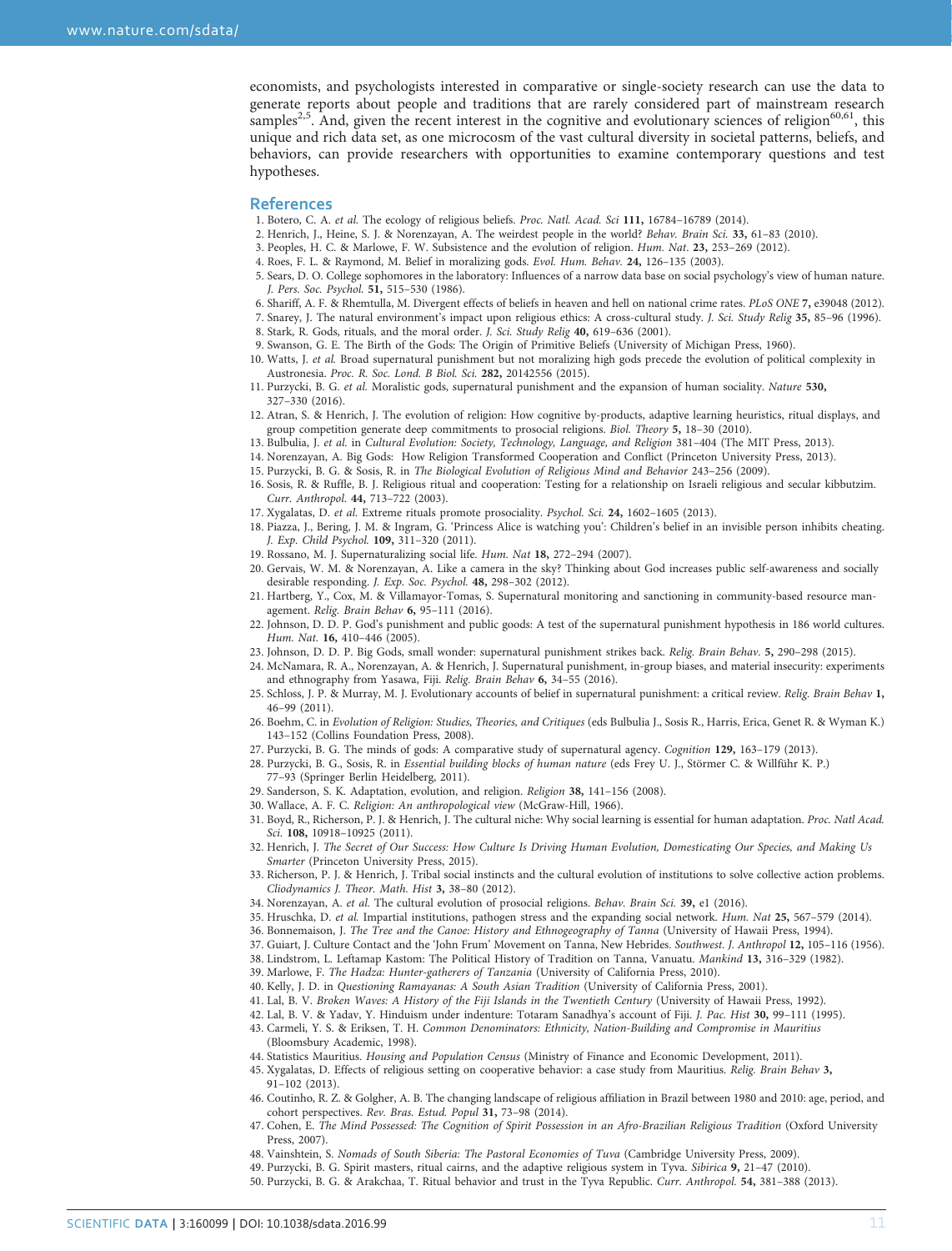economists, and psychologists interested in comparative or single-society research can use the data to generate reports about people and traditions that are rarely considered part of mainstream research samples[2,5]. And, given the recent interest in the cognitive and evolutionary sciences of religion[60,61], this unique and rich data set, as one microcosm of the vast cultural diversity in societal patterns, beliefs, and behaviors, can provide researchers with opportunities to examine contemporary questions and test hypotheses.

## References

1. Botero, C. A. *et al.* The ecology of religious beliefs. *Proc. Natl. Acad. Sci* **111,** 16784–16789 (2014).
2. Henrich, J., Heine, S. J. & Norenzayan, A. The weirdest people in the world? *Behav. Brain Sci.* **33,** 61–83 (2010).
3. Peoples, H. C. & Marlowe, F. W. Subsistence and the evolution of religion. *Hum. Nat.* **23,** 253–269 (2012).
4. Roes, F. L. & Raymond, M. Belief in moralizing gods. *Evol. Hum. Behav.* **24,** 126–135 (2003).
5. Sears, D. O. College sophomores in the laboratory: Influences of a narrow data base on social psychology's view of human nature. *J. Pers. Soc. Psychol.* **51,** 515–530 (1986).
6. Shariff, A. F. & Rhemtulla, M. Divergent effects of beliefs in heaven and hell on national crime rates. *PLoS ONE* **7,** e39048 (2012).
7. Snarey, J. The natural environment's impact upon religious ethics: A cross-cultural study. *J. Sci. Study Relig* **35,** 85–96 (1996).
8. Stark, R. Gods, rituals, and the moral order. *J. Sci. Study Relig* **40,** 619–636 (2001).
9. Swanson, G. E. The Birth of the Gods: The Origin of Primitive Beliefs (University of Michigan Press, 1960).
10. Watts, J. *et al.* Broad supernatural punishment but not moralizing high gods precede the evolution of political complexity in Austronesia. *Proc. R. Soc. Lond. B Biol. Sci.* **282,** 20142556 (2015).
11. Purzycki, B. G. *et al.* Moralistic gods, supernatural punishment and the expansion of human sociality. *Nature* **530,** 327–330 (2016).
12. Atran, S. & Henrich, J. The evolution of religion: How cognitive by-products, adaptive learning heuristics, ritual displays, and group competition generate deep commitments to prosocial religions. *Biol. Theory* **5,** 18–30 (2010).
13. Bulbulia, J. *et al.* in *Cultural Evolution: Society, Technology, Language, and Religion* 381–404 (The MIT Press, 2013).
14. Norenzayan, A. Big Gods: How Religion Transformed Cooperation and Conflict (Princeton University Press, 2013).
15. Purzycki, B. G. & Sosis, R. in *The Biological Evolution of Religious Mind and Behavior* 243–256 (2009).
16. Sosis, R. & Ruffle, B. J. Religious ritual and cooperation: Testing for a relationship on Israeli religious and secular kibbutzim. *Curr. Anthropol.* **44,** 713–722 (2003).
17. Xygalatas, D. *et al.* Extreme rituals promote prosociality. *Psychol. Sci.* **24,** 1602–1605 (2013).
18. Piazza, J., Bering, J. M. & Ingram, G. 'Princess Alice is watching you': Children's belief in an invisible person inhibits cheating. *J. Exp. Child Psychol.* **109,** 311–320 (2011).
19. Rossano, M. J. Supernaturalizing social life. *Hum. Nat* **18,** 272–294 (2007).
20. Gervais, W. M. & Norenzayan, A. Like a camera in the sky? Thinking about God increases public self-awareness and socially desirable responding. *J. Exp. Soc. Psychol.* **48,** 298–302 (2012).
21. Hartberg, Y., Cox, M. & Villamayor-Tomas, S. Supernatural monitoring and sanctioning in community-based resource management. *Relig. Brain Behav* **6,** 95–111 (2016).
22. Johnson, D. D. P. God's punishment and public goods: A test of the supernatural punishment hypothesis in 186 world cultures. *Hum. Nat.* **16,** 410–446 (2005).
23. Johnson, D. D. P. Big Gods, small wonder: supernatural punishment strikes back. *Relig. Brain Behav.* **5,** 290–298 (2015).
24. McNamara, R. A., Norenzayan, A. & Henrich, J. Supernatural punishment, in-group biases, and material insecurity: experiments and ethnography from Yasawa, Fiji. *Relig. Brain Behav* **6,** 34–55 (2016).
25. Schloss, J. P. & Murray, M. J. Evolutionary accounts of belief in supernatural punishment: a critical review. *Relig. Brain Behav* **1,** 46–99 (2011).
26. Boehm, C. in *Evolution of Religion: Studies, Theories, and Critiques* (eds Bulbulia J., Sosis R., Harris, Erica, Genet R. & Wyman K.) 143–152 (Collins Foundation Press, 2008).
27. Purzycki, B. G. The minds of gods: A comparative study of supernatural agency. *Cognition* **129,** 163–179 (2013).
28. Purzycki, B. G., Sosis, R. in *Essential building blocks of human nature* (eds Frey U. J., Störmer C. & Willführ K. P.) 77–93 (Springer Berlin Heidelberg, 2011).
29. Sanderson, S. K. Adaptation, evolution, and religion. *Religion* **38,** 141–156 (2008).
30. Wallace, A. F. C. *Religion: An anthropological view* (McGraw-Hill, 1966).
31. Boyd, R., Richerson, P. J. & Henrich, J. The cultural niche: Why social learning is essential for human adaptation. *Proc. Natl Acad. Sci.* **108,** 10918–10925 (2011).
32. Henrich, J. *The Secret of Our Success: How Culture Is Driving Human Evolution, Domesticating Our Species, and Making Us Smarter* (Princeton University Press, 2015).
33. Richerson, P. J. & Henrich, J. Tribal social instincts and the cultural evolution of institutions to solve collective action problems. *Cliodynamics J. Theor. Math. Hist* **3,** 38–80 (2012).
34. Norenzayan, A. *et al.* The cultural evolution of prosocial religions. *Behav. Brain Sci.* **39,** e1 (2016).
35. Hruschka, D. *et al.* Impartial institutions, pathogen stress and the expanding social network. *Hum. Nat* **25,** 567–579 (2014).
36. Bonnemaison, J. *The Tree and the Canoe: History and Ethnogeography of Tanna* (University of Hawaii Press, 1994).
37. Guiart, J. Culture Contact and the 'John Frum' Movement on Tanna, New Hebrides. *Southwest. J. Anthropol* **12,** 105–116 (1956).
38. Lindstrom, L. Leftamap Kastom: The Political History of Tradition on Tanna, Vanuatu. *Mankind* **13,** 316–329 (1982).
39. Marlowe, F. *The Hadza: Hunter-gatherers of Tanzania* (University of California Press, 2010).
40. Kelly, J. D. in *Questioning Ramayanas: A South Asian Tradition* (University of California Press, 2001).
41. Lal, B. V. *Broken Waves: A History of the Fiji Islands in the Twentieth Century* (University of Hawaii Press, 1992).
42. Lal, B. V. & Yadav, Y. Hinduism under indenture: Totaram Sanadhya's account of Fiji. *J. Pac. Hist* **30,** 99–111 (1995).
43. Carmeli, Y. S. & Eriksen, T. H. *Common Denominators: Ethnicity, Nation-Building and Compromise in Mauritius* (Bloomsbury Academic, 1998).
44. Statistics Mauritius. *Housing and Population Census* (Ministry of Finance and Economic Development, 2011).
45. Xygalatas, D. Effects of religious setting on cooperative behavior: a case study from Mauritius. *Relig. Brain Behav* **3,** 91–102 (2013).
46. Coutinho, R. Z. & Golgher, A. B. The changing landscape of religious affiliation in Brazil between 1980 and 2010: age, period, and cohort perspectives. *Rev. Bras. Estud. Popul* **31,** 73–98 (2014).
47. Cohen, E. *The Mind Possessed: The Cognition of Spirit Possession in an Afro-Brazilian Religious Tradition* (Oxford University Press, 2007).
48. Vainshtein, S. *Nomads of South Siberia: The Pastoral Economies of Tuva* (Cambridge University Press, 2009).
49. Purzycki, B. G. Spirit masters, ritual cairns, and the adaptive religious system in Tyva. *Sibirica* **9,** 21–47 (2010).
50. Purzycki, B. G. & Arakchaa, T. Ritual behavior and trust in the Tyva Republic. *Curr. Anthropol.* **54,** 381–388 (2013).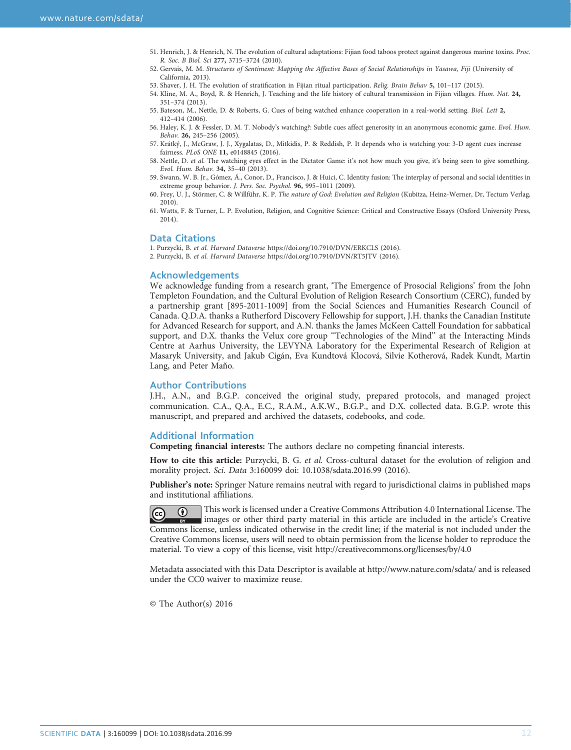51. Henrich, J. & Henrich, N. The evolution of cultural adaptations: Fijian food taboos protect against dangerous marine toxins. *Proc. R. Soc. B Biol. Sci* **277,** 3715–3724 (2010).
52. Gervais, M. M. *Structures of Sentiment: Mapping the Affective Bases of Social Relationships in Yasawa, Fiji* (University of California, 2013).
53. Shaver, J. H. The evolution of stratification in Fijian ritual participation. *Relig. Brain Behav* **5,** 101–117 (2015).
54. Kline, M. A., Boyd, R. & Henrich, J. Teaching and the life history of cultural transmission in Fijian villages. *Hum. Nat.* **24,** 351–374 (2013).
55. Bateson, M., Nettle, D. & Roberts, G. Cues of being watched enhance cooperation in a real-world setting. *Biol. Lett* **2,** 412–414 (2006).
56. Haley, K. J. & Fessler, D. M. T. Nobody's watching?: Subtle cues affect generosity in an anonymous economic game. *Evol. Hum. Behav.* **26,** 245–256 (2005).
57. Krátký, J., McGraw, J. J., Xygalatas, D., Mitkidis, P. & Reddish, P. It depends who is watching you: 3-D agent cues increase fairness. *PLoS ONE* **11,** e0148845 (2016).
58. Nettle, D. *et al.* The watching eyes effect in the Dictator Game: it's not how much you give, it's being seen to give something. *Evol. Hum. Behav.* **34,** 35–40 (2013).
59. Swann, W. B. Jr., Gómez, Á., Conor, D., Francisco, J. & Huici, C. Identity fusion: The interplay of personal and social identities in extreme group behavior. *J. Pers. Soc. Psychol.* **96,** 995–1011 (2009).
60. Frey, U. J., Störmer, C. & Willführ, K. P. *The nature of God: Evolution and Religion* (Kubitza, Heinz-Werner, Dr, Tectum Verlag, 2010).
61. Watts, F. & Turner, L. P. Evolution, Religion, and Cognitive Science: Critical and Constructive Essays (Oxford University Press, 2014).

## Data Citations

1. Purzycki, B. *et al. Harvard Dataverse* https://doi.org/10.7910/DVN/ERKCLS (2016).
2. Purzycki, B. *et al. Harvard Dataverse* https://doi.org/10.7910/DVN/RT5JTV (2016).

## Acknowledgements

We acknowledge funding from a research grant, 'The Emergence of Prosocial Religions' from the John Templeton Foundation, and the Cultural Evolution of Religion Research Consortium (CERC), funded by a partnership grant [895-2011-1009] from the Social Sciences and Humanities Research Council of Canada. Q.D.A. thanks a Rutherford Discovery Fellowship for support, J.H. thanks the Canadian Institute for Advanced Research for support, and A.N. thanks the James McKeen Cattell Foundation for sabbatical support, and D.X. thanks the Velux core group "Technologies of the Mind" at the Interacting Minds Centre at Aarhus University, the LEVYNA Laboratory for the Experimental Research of Religion at Masaryk University, and Jakub Cigán, Eva Kundtová Klocová, Silvie Kotherová, Radek Kundt, Martin Lang, and Peter Maňo.

## Author Contributions

J.H., A.N., and B.G.P. conceived the original study, prepared protocols, and managed project communication. C.A., Q.A., E.C., R.A.M., A.K.W., B.G.P., and D.X. collected data. B.G.P. wrote this manuscript, and prepared and archived the datasets, codebooks, and code.

## Additional Information

**Competing financial interests:** The authors declare no competing financial interests.

**How to cite this article:** Purzycki, B. G. *et al.* Cross-cultural dataset for the evolution of religion and morality project. *Sci. Data* 3:160099 doi: 10.1038/sdata.2016.99 (2016).

**Publisher's note:** Springer Nature remains neutral with regard to jurisdictional claims in published maps and institutional affiliations.

This work is licensed under a Creative Commons Attribution 4.0 International License. The images or other third party material in this article are included in the article's Creative Commons license, unless indicated otherwise in the credit line; if the material is not included under the Creative Commons license, users will need to obtain permission from the license holder to reproduce the material. To view a copy of this license, visit http://creativecommons.org/licenses/by/4.0

Metadata associated with this Data Descriptor is available at http://www.nature.com/sdata/ and is released under the CC0 waiver to maximize reuse.

© The Author(s) 2016